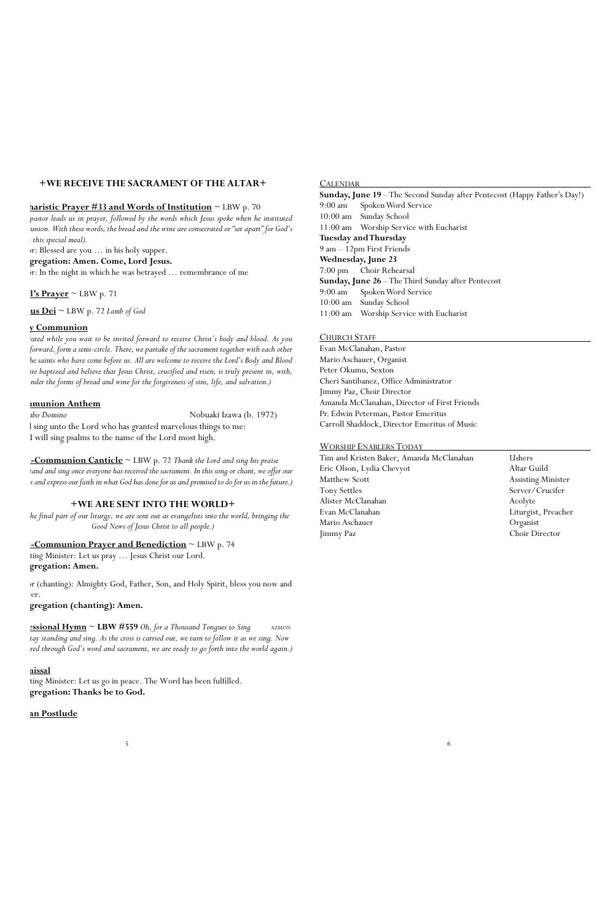## +WE RECEIVE THE SACRAMENT OF THE ALTAR+

**haristic Prayer #33 and Words of Institution** ~ LBW p. 70

*pastor leads us in prayer, followed by the words which Jesus spoke when he instituted union. With these words, the bread and the wine are consecrated or "set apart" for God's this special meal).*

or: Blessed are you … in his holy supper.

**gregation: Amen. Come, Lord Jesus.**

or: In the night in which he was betrayed … remembrance of me

**l's Prayer** ~ LBW p. 71

**us Dei** ~ LBW p. 72 *Lamb of God*

**y Communion**

*ated while you wait to be invited forward to receive Christ's body and blood. As you forward, form a semi-circle. There, we partake of the sacrament together with each other he saints who have come before us. All are welcome to receive the Lord's Body and Blood are baptized and believe that Jesus Christ, crucified and risen, is truly present in, with, nder the forms of bread and wine for the forgiveness of sins, life, and salvation.)*

**mmunion Anthem**

*abo Domino* Nobuaki Izawa (b. 1972)

l sing unto the Lord who has granted marvelous things to me:
I will sing psalms to the name of the Lord most high.

**-Communion Canticle** ~ LBW p. 72 *Thank the Lord and sing his praise*
*tand and sing once everyone has received the sacrament. In this song or chant, we offer our s and express our faith in what God has done for us and promised to do for us in the future.)*

## +WE ARE SENT INTO THE WORLD+

*he final part of our liturgy, we are sent out as evangelists into the world, bringing the Good News of Jesus Christ to all people.)*

**-Communion Prayer and Benediction** ~ LBW p. 74

ting Minister: Let us pray … Jesus Christ our Lord.

**gregation: Amen.**

or (chanting): Almighty God, Father, Son, and Holy Spirit, bless you now and er.

**gregation (chanting): Amen.**

**essional Hymn** ~ **LBW #559** *Oh, for a Thousand Tongues to Sing* AZMON
*tay standing and sing. As the cross is carried out, we turn to follow it as we sing. Now red through God's word and sacrament, we are ready to go forth into the world again.)*

**nissal**

ting Minister: Let us go in peace. The Word has been fulfilled.

**gregation: Thanks be to God.**

**an Postlude**

### CALENDAR

**Sunday, June 19** – The Second Sunday after Pentecost (Happy Father's Day!)
9:00 am Spoken Word Service
10:00 am Sunday School
11:00 am Worship Service with Eucharist

**Tuesday and Thursday**
9 am – 12pm First Friends

**Wednesday, June 23**
7:00 pm Choir Rehearsal

**Sunday, June 26** – The Third Sunday after Pentecost
9:00 am Spoken Word Service
10:00 am Sunday School
11:00 am Worship Service with Eucharist

### CHURCH STAFF

Evan McClanahan, Pastor
Mario Aschauer, Organist
Peter Okumu, Sexton
Cheri Santibanez, Office Administrator
Jimmy Paz, Choir Director
Amanda McClanahan, Director of First Friends
Pr. Edwin Peterman, Pastor Emeritus
Carroll Shaddock, Director Emeritus of Music

### WORSHIP ENABLERS TODAY

| | |
|---|---|
| Tim and Kristen Baker, Amanda McClanahan | Ushers |
| Eric Olson, Lydia Chevyot | Altar Guild |
| Matthew Scott | Assisting Minister |
| Tony Settles | Server/Crucifer |
| Alister McClanahan | Acolyte |
| Evan McClanahan | Liturgist, Preacher |
| Mario Aschauer | Organist |
| Jimmy Paz | Choir Director |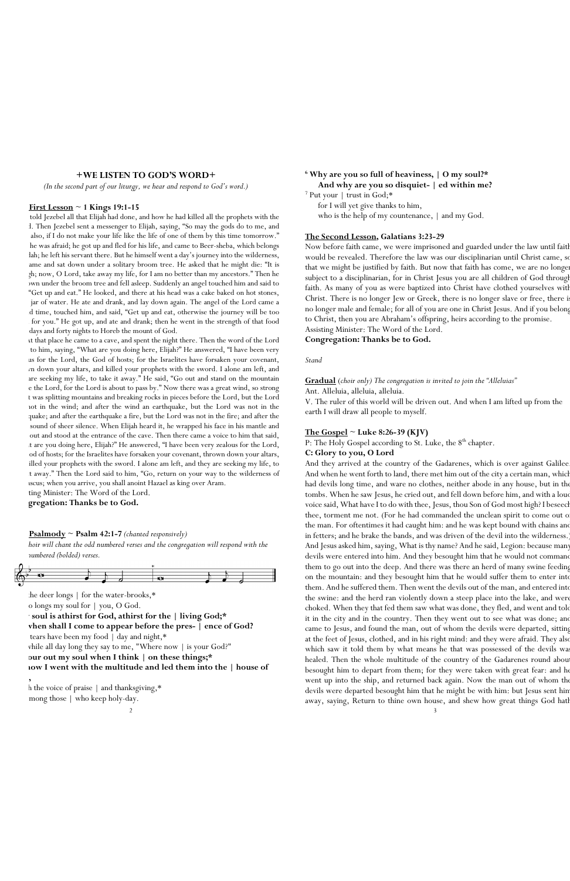# +WE LISTEN TO GOD'S WORD+

*(In the second part of our liturgy, we hear and respond to God's word.)*

**First Lesson** ~ **1 Kings 19:1-15**

told Jezebel all that Elijah had done, and how he had killed all the prophets with the l. Then Jezebel sent a messenger to Elijah, saying, "So may the gods do to me, and also, if I do not make your life like the life of one of them by this time tomorrow." he was afraid; he got up and fled for his life, and came to Beer-sheba, which belongs lah; he left his servant there. But he himself went a day's journey into the wilderness, ame and sat down under a solitary broom tree. He asked that he might die: "It is gh; now, O Lord, take away my life, for I am no better than my ancestors." Then he own under the broom tree and fell asleep. Suddenly an angel touched him and said to "Get up and eat." He looked, and there at his head was a cake baked on hot stones, jar of water. He ate and drank, and lay down again. The angel of the Lord came a d time, touched him, and said, "Get up and eat, otherwise the journey will be too for you." He got up, and ate and drank; then he went in the strength of that food days and forty nights to Horeb the mount of God.

At that place he came to a cave, and spent the night there. Then the word of the Lord to him, saying, "What are you doing here, Elijah?" He answered, "I have been very us for the Lord, the God of hosts; for the Israelites have forsaken your covenant, n down your altars, and killed your prophets with the sword. I alone am left, and are seeking my life, to take it away." He said, "Go out and stand on the mountain e the Lord, for the Lord is about to pass by." Now there was a great wind, so strong t was splitting mountains and breaking rocks in pieces before the Lord, but the Lord not in the wind; and after the wind an earthquake, but the Lord was not in the quake; and after the earthquake a fire, but the Lord was not in the fire; and after the sound of sheer silence. When Elijah heard it, he wrapped his face in his mantle and out and stood at the entrance of the cave. Then there came a voice to him that said, t are you doing here, Elijah?" He answered, "I have been very zealous for the Lord, od of hosts; for the Israelites have forsaken your covenant, thrown down your altars, illed your prophets with the sword. I alone am left, and they are seeking my life, to t away." Then the Lord said to him, "Go, return on your way to the wilderness of ascus; when you arrive, you shall anoint Hazael as king over Aram.

ting Minister: The Word of the Lord.

**gregation: Thanks be to God.**

**Psalmody** ~ **Psalm 42:1-7** *(chanted responsively)*

*hoir will chant the odd numbered verses and the congregation will respond with the numbered (bolded) verses.*

he deer longs | for the water-brooks,*
o longs my soul for | you, O God.

**soul is athirst for God, athirst for the | living God;***
**when shall I come to appear before the pres- | ence of God?**

tears have been my food | day and night,*
while all day long they say to me, "Where now | is your God?"

**our out my soul when I think | on these things;***
**how I went with the multitude and led them into the | house of**

h the voice of praise | and thanksgiving,*
mong those | who keep holy-day.

**6 Why are you so full of heaviness, | O my soul?***
**And why are you so disquiet- | ed within me?**

7 Put your | trust in God;*
for I will yet give thanks to him,
who is the help of my countenance, | and my God.

**The Second Lesson, Galatians 3:23-29**

Now before faith came, we were imprisoned and guarded under the law until faith would be revealed. Therefore the law was our disciplinarian until Christ came, so that we might be justified by faith. But now that faith has come, we are no longer subject to a disciplinarian, for in Christ Jesus you are all children of God through faith. As many of you as were baptized into Christ have clothed yourselves with Christ. There is no longer Jew or Greek, there is no longer slave or free, there is no longer male and female; for all of you are one in Christ Jesus. And if you belong to Christ, then you are Abraham's offspring, heirs according to the promise.

Assisting Minister: The Word of the Lord.

**Congregation: Thanks be to God.**

*Stand*

**Gradual** *(choir only) The congregation is invited to join the "Alleluias"*

Ant. Alleluia, alleluia, alleluia.

V. The ruler of this world will be driven out. And when I am lifted up from the earth I will draw all people to myself.

**The Gospel** ~ **Luke 8:26-39 (KJV)**

P: The Holy Gospel according to St. Luke, the 8th chapter.

**C: Glory to you, O Lord**

And they arrived at the country of the Gadarenes, which is over against Galilee. And when he went forth to land, there met him out of the city a certain man, which had devils long time, and ware no clothes, neither abode in any house, but in the tombs. When he saw Jesus, he cried out, and fell down before him, and with a loud voice said, What have I to do with thee, Jesus, thou Son of God most high? I beseech thee, torment me not. (For he had commanded the unclean spirit to come out of the man. For oftentimes it had caught him: and he was kept bound with chains and in fetters; and he brake the bands, and was driven of the devil into the wilderness.) And Jesus asked him, saying, What is thy name? And he said, Legion: because many devils were entered into him. And they besought him that he would not command them to go out into the deep. And there was there an herd of many swine feeding on the mountain: and they besought him that he would suffer them to enter into them. And he suffered them. Then went the devils out of the man, and entered into the swine: and the herd ran violently down a steep place into the lake, and were choked. When they that fed them saw what was done, they fled, and went and told it in the city and in the country. Then they went out to see what was done; and came to Jesus, and found the man, out of whom the devils were departed, sitting at the feet of Jesus, clothed, and in his right mind: and they were afraid. They also which saw it told them by what means he that was possessed of the devils was healed. Then the whole multitude of the country of the Gadarenes round about besought him to depart from them; for they were taken with great fear: and he went up into the ship, and returned back again. Now the man out of whom the devils were departed besought him that he might be with him: but Jesus sent him away, saying, Return to thine own house, and shew how great things God hath